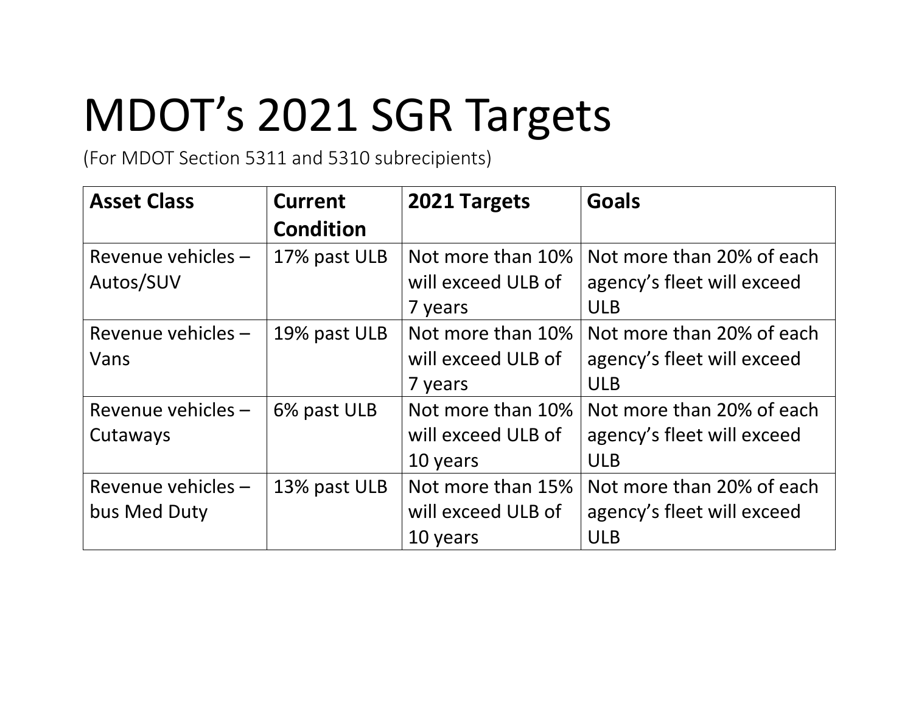# MDOT’s 2021 SGR Targets

(For MDOT Section 5311 and 5310 subrecipients)

| Asset Class | Current Condition | 2021 Targets | Goals |
|---|---|---|---|
| Revenue vehicles – Autos/SUV | 17% past ULB | Not more than 10% will exceed ULB of 7 years | Not more than 20% of each agency’s fleet will exceed ULB |
| Revenue vehicles – Vans | 19% past ULB | Not more than 10% will exceed ULB of 7 years | Not more than 20% of each agency’s fleet will exceed ULB |
| Revenue vehicles – Cutaways | 6% past ULB | Not more than 10% will exceed ULB of 10 years | Not more than 20% of each agency’s fleet will exceed ULB |
| Revenue vehicles – bus Med Duty | 13% past ULB | Not more than 15% will exceed ULB of 10 years | Not more than 20% of each agency’s fleet will exceed ULB |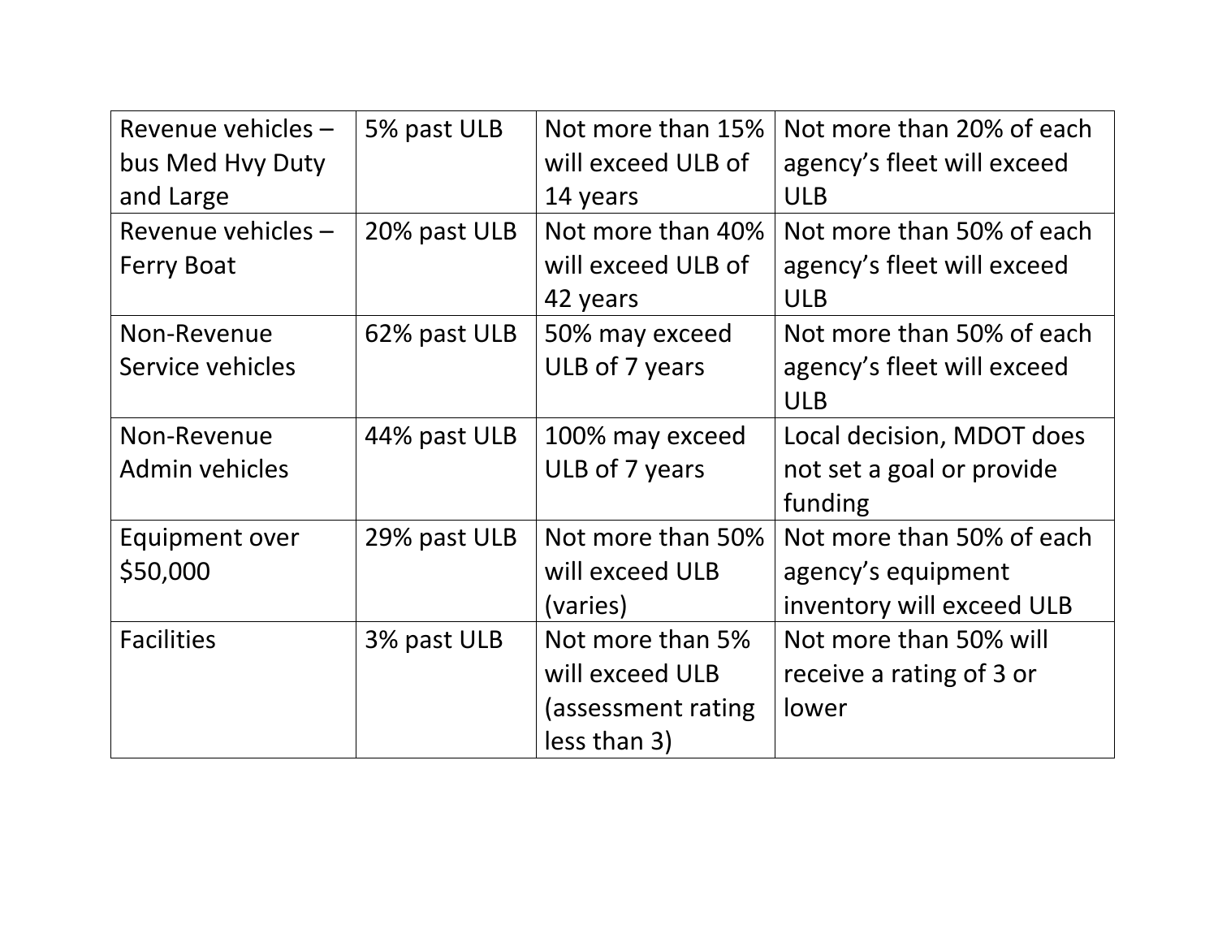| Revenue vehicles – bus Med Hvy Duty and Large | 5% past ULB | Not more than 15% will exceed ULB of 14 years | Not more than 20% of each agency's fleet will exceed ULB |
| --- | --- | --- | --- |
| Revenue vehicles – Ferry Boat | 20% past ULB | Not more than 40% will exceed ULB of 42 years | Not more than 50% of each agency's fleet will exceed ULB |
| Non-Revenue Service vehicles | 62% past ULB | 50% may exceed ULB of 7 years | Not more than 50% of each agency's fleet will exceed ULB |
| Non-Revenue Admin vehicles | 44% past ULB | 100% may exceed ULB of 7 years | Local decision, MDOT does not set a goal or provide funding |
| Equipment over $50,000 | 29% past ULB | Not more than 50% will exceed ULB (varies) | Not more than 50% of each agency's equipment inventory will exceed ULB |
| Facilities | 3% past ULB | Not more than 5% will exceed ULB (assessment rating less than 3) | Not more than 50% will receive a rating of 3 or lower |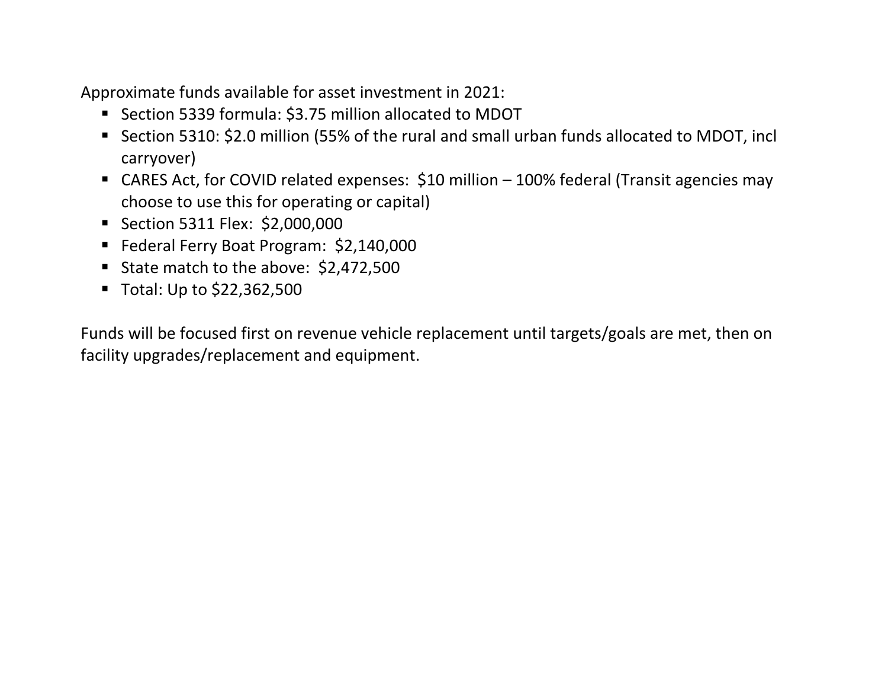Approximate funds available for asset investment in 2021:

- Section 5339 formula: $3.75 million allocated to MDOT
- Section 5310: $2.0 million (55% of the rural and small urban funds allocated to MDOT, incl carryover)
- CARES Act, for COVID related expenses: $10 million – 100% federal (Transit agencies may choose to use this for operating or capital)
- Section 5311 Flex: $2,000,000
- Federal Ferry Boat Program: $2,140,000
- State match to the above: $2,472,500
- Total: Up to $22,362,500

Funds will be focused first on revenue vehicle replacement until targets/goals are met, then on facility upgrades/replacement and equipment.